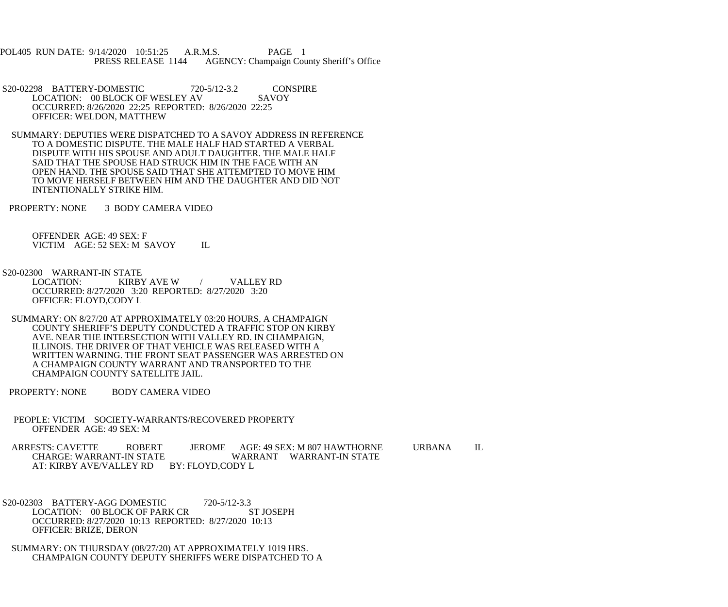POL405 RUN DATE: 9/14/2020 10:51:25 A.R.M.S. PAGE 1
PRESS RELEASE 1144 AGENCY: Champaign County Sheriff's Office

S20-02298 BATTERY-DOMESTIC 720-5/12-3.2 CONSPIRE
LOCATION: 00 BLOCK OF WESLEY AV SAVOY
OCCURRED: 8/26/2020 22:25 REPORTED: 8/26/2020 22:25
OFFICER: WELDON, MATTHEW

SUMMARY: DEPUTIES WERE DISPATCHED TO A SAVOY ADDRESS IN REFERENCE TO A DOMESTIC DISPUTE. THE MALE HALF HAD STARTED A VERBAL DISPUTE WITH HIS SPOUSE AND ADULT DAUGHTER. THE MALE HALF SAID THAT THE SPOUSE HAD STRUCK HIM IN THE FACE WITH AN OPEN HAND. THE SPOUSE SAID THAT SHE ATTEMPTED TO MOVE HIM TO MOVE HERSELF BETWEEN HIM AND THE DAUGHTER AND DID NOT INTENTIONALLY STRIKE HIM.

PROPERTY: NONE 3 BODY CAMERA VIDEO

OFFENDER AGE: 49 SEX: F
VICTIM AGE: 52 SEX: M SAVOY IL

S20-02300 WARRANT-IN STATE
LOCATION: KIRBY AVE W / VALLEY RD
OCCURRED: 8/27/2020 3:20 REPORTED: 8/27/2020 3:20
OFFICER: FLOYD,CODY L

SUMMARY: ON 8/27/20 AT APPROXIMATELY 03:20 HOURS, A CHAMPAIGN COUNTY SHERIFF'S DEPUTY CONDUCTED A TRAFFIC STOP ON KIRBY AVE. NEAR THE INTERSECTION WITH VALLEY RD. IN CHAMPAIGN, ILLINOIS. THE DRIVER OF THAT VEHICLE WAS RELEASED WITH A WRITTEN WARNING. THE FRONT SEAT PASSENGER WAS ARRESTED ON A CHAMPAIGN COUNTY WARRANT AND TRANSPORTED TO THE CHAMPAIGN COUNTY SATELLITE JAIL.

PROPERTY: NONE BODY CAMERA VIDEO

PEOPLE: VICTIM SOCIETY-WARRANTS/RECOVERED PROPERTY
OFFENDER AGE: 49 SEX: M

ARRESTS: CAVETTE ROBERT JEROME AGE: 49 SEX: M 807 HAWTHORNE URBANA IL
CHARGE: WARRANT-IN STATE WARRANT WARRANT-IN STATE
AT: KIRBY AVE/VALLEY RD BY: FLOYD,CODY L

S20-02303 BATTERY-AGG DOMESTIC 720-5/12-3.3
LOCATION: 00 BLOCK OF PARK CR ST JOSEPH
OCCURRED: 8/27/2020 10:13 REPORTED: 8/27/2020 10:13
OFFICER: BRIZE, DERON

SUMMARY: ON THURSDAY (08/27/20) AT APPROXIMATELY 1019 HRS. CHAMPAIGN COUNTY DEPUTY SHERIFFS WERE DISPATCHED TO A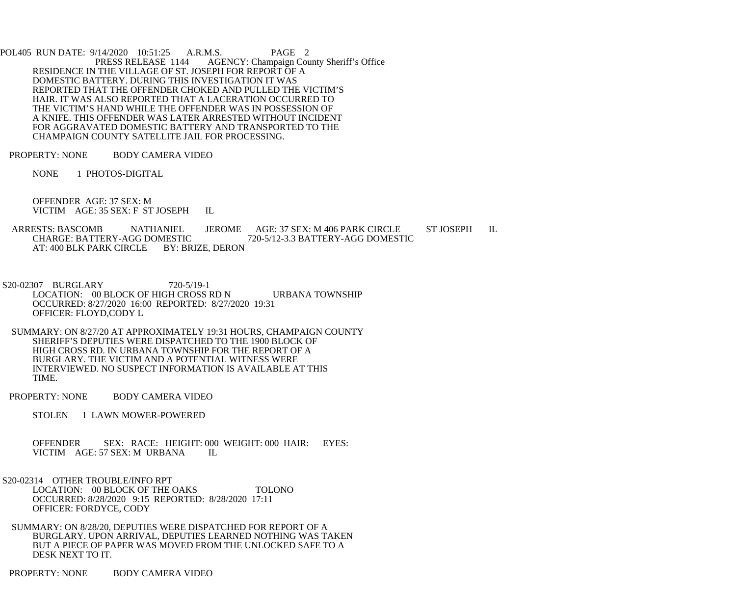RESIDENCE IN THE VILLAGE OF ST. JOSEPH FOR REPORT OF A DOMESTIC BATTERY. DURING THIS INVESTIGATION IT WAS REPORTED THAT THE OFFENDER CHOKED AND PULLED THE VICTIM'S HAIR. IT WAS ALSO REPORTED THAT A LACERATION OCCURRED TO THE VICTIM'S HAND WHILE THE OFFENDER WAS IN POSSESSION OF A KNIFE. THIS OFFENDER WAS LATER ARRESTED WITHOUT INCIDENT FOR AGGRAVATED DOMESTIC BATTERY AND TRANSPORTED TO THE CHAMPAIGN COUNTY SATELLITE JAIL FOR PROCESSING.

PROPERTY: NONE BODY CAMERA VIDEO

NONE 1 PHOTOS-DIGITAL

OFFENDER AGE: 37 SEX: M
VICTIM AGE: 35 SEX: F ST JOSEPH IL

ARRESTS: BASCOMB NATHANIEL JEROME AGE: 37 SEX: M 406 PARK CIRCLE ST JOSEPH IL
CHARGE: BATTERY-AGG DOMESTIC 720-5/12-3.3 BATTERY-AGG DOMESTIC
AT: 400 BLK PARK CIRCLE BY: BRIZE, DERON

S20-02307 BURGLARY 720-5/19-1
LOCATION: 00 BLOCK OF HIGH CROSS RD N URBANA TOWNSHIP
OCCURRED: 8/27/2020 16:00 REPORTED: 8/27/2020 19:31
OFFICER: FLOYD,CODY L

SUMMARY: ON 8/27/20 AT APPROXIMATELY 19:31 HOURS, CHAMPAIGN COUNTY SHERIFF'S DEPUTIES WERE DISPATCHED TO THE 1900 BLOCK OF HIGH CROSS RD. IN URBANA TOWNSHIP FOR THE REPORT OF A BURGLARY. THE VICTIM AND A POTENTIAL WITNESS WERE INTERVIEWED. NO SUSPECT INFORMATION IS AVAILABLE AT THIS TIME.

PROPERTY: NONE BODY CAMERA VIDEO

STOLEN 1 LAWN MOWER-POWERED

OFFENDER SEX: RACE: HEIGHT: 000 WEIGHT: 000 HAIR: EYES:
VICTIM AGE: 57 SEX: M URBANA IL

S20-02314 OTHER TROUBLE/INFO RPT
LOCATION: 00 BLOCK OF THE OAKS TOLONO
OCCURRED: 8/28/2020 9:15 REPORTED: 8/28/2020 17:11
OFFICER: FORDYCE, CODY

SUMMARY: ON 8/28/20, DEPUTIES WERE DISPATCHED FOR REPORT OF A BURGLARY. UPON ARRIVAL, DEPUTIES LEARNED NOTHING WAS TAKEN BUT A PIECE OF PAPER WAS MOVED FROM THE UNLOCKED SAFE TO A DESK NEXT TO IT.

PROPERTY: NONE BODY CAMERA VIDEO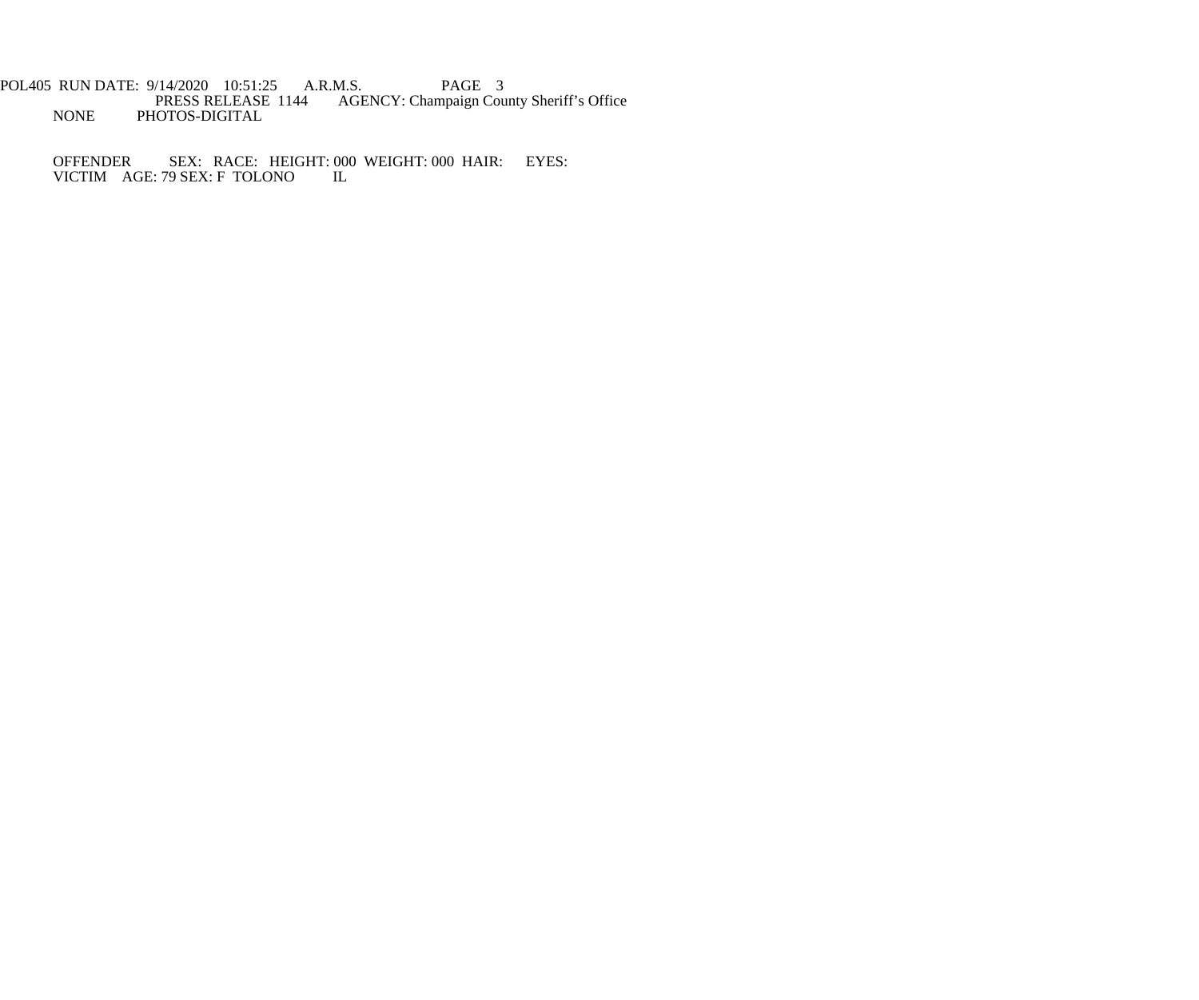NONE PHOTOS-DIGITAL

OFFENDER SEX: RACE: HEIGHT: 000 WEIGHT: 000 HAIR: EYES:
VICTIM AGE: 79 SEX: F TOLONO IL